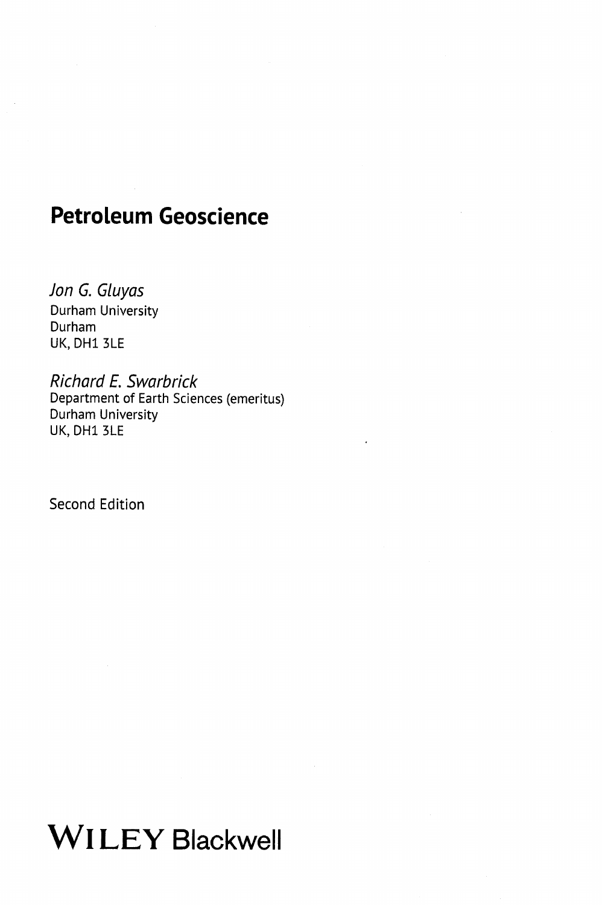# Petroleum Geoscience

*Jon G. Gluyas*
Durham University
Durham
UK, DH1 3LE

*Richard E. Swarbrick*
Department of Earth Sciences (emeritus)
Durham University
UK, DH1 3LE

Second Edition

WILEY Blackwell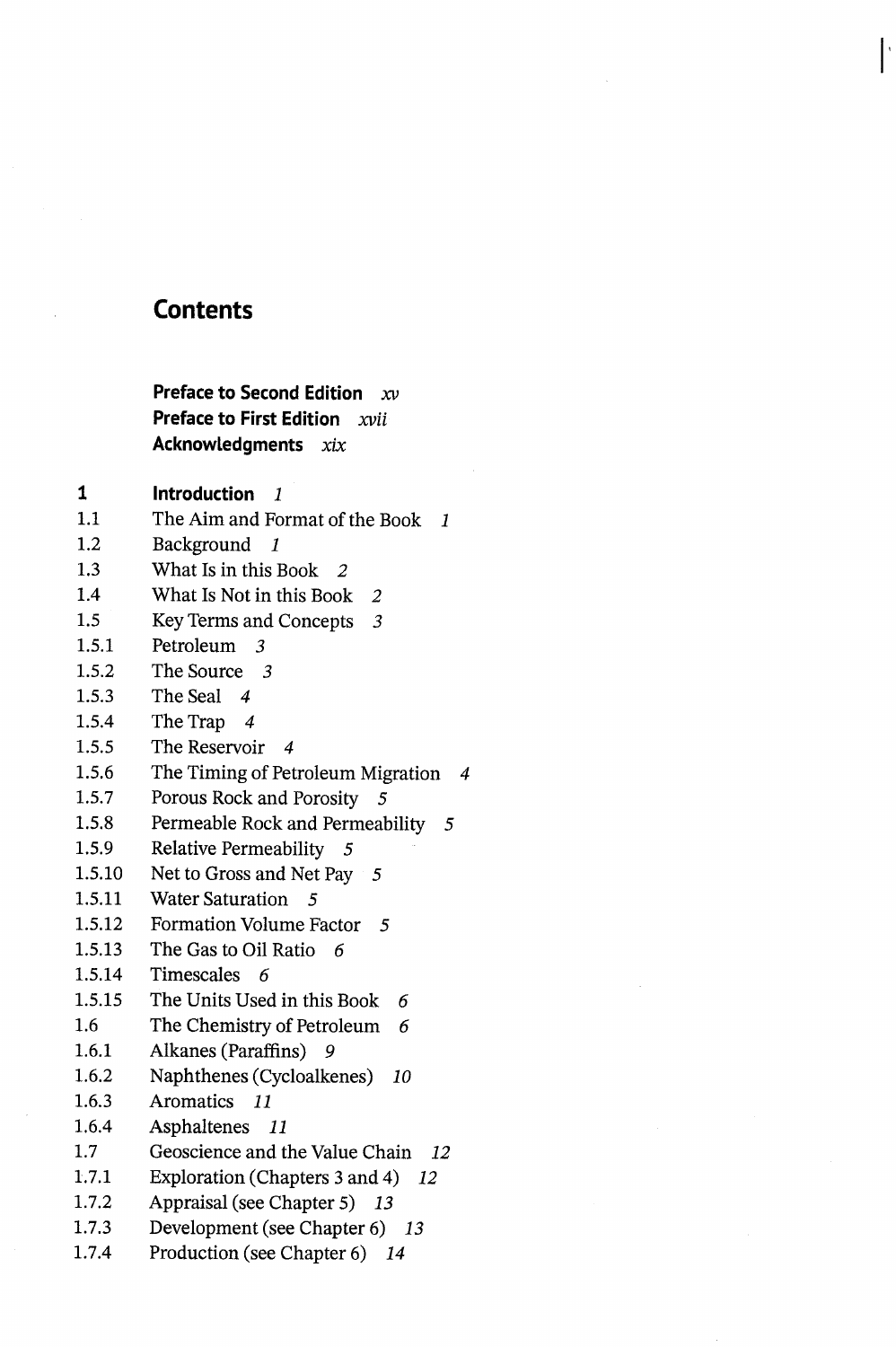# Contents

**Preface to Second Edition** *xv*
**Preface to First Edition** *xvii*
**Acknowledgments** *xix*

**1 Introduction** *1*
1.1 The Aim and Format of the Book *1*
1.2 Background *1*
1.3 What Is in this Book *2*
1.4 What Is Not in this Book *2*
1.5 Key Terms and Concepts *3*
1.5.1 Petroleum *3*
1.5.2 The Source *3*
1.5.3 The Seal *4*
1.5.4 The Trap *4*
1.5.5 The Reservoir *4*
1.5.6 The Timing of Petroleum Migration *4*
1.5.7 Porous Rock and Porosity *5*
1.5.8 Permeable Rock and Permeability *5*
1.5.9 Relative Permeability *5*
1.5.10 Net to Gross and Net Pay *5*
1.5.11 Water Saturation *5*
1.5.12 Formation Volume Factor *5*
1.5.13 The Gas to Oil Ratio *6*
1.5.14 Timescales *6*
1.5.15 The Units Used in this Book *6*
1.6 The Chemistry of Petroleum *6*
1.6.1 Alkanes (Paraffins) *9*
1.6.2 Naphthenes (Cycloalkenes) *10*
1.6.3 Aromatics *11*
1.6.4 Asphaltenes *11*
1.7 Geoscience and the Value Chain *12*
1.7.1 Exploration (Chapters 3 and 4) *12*
1.7.2 Appraisal (see Chapter 5) *13*
1.7.3 Development (see Chapter 6) *13*
1.7.4 Production (see Chapter 6) *14*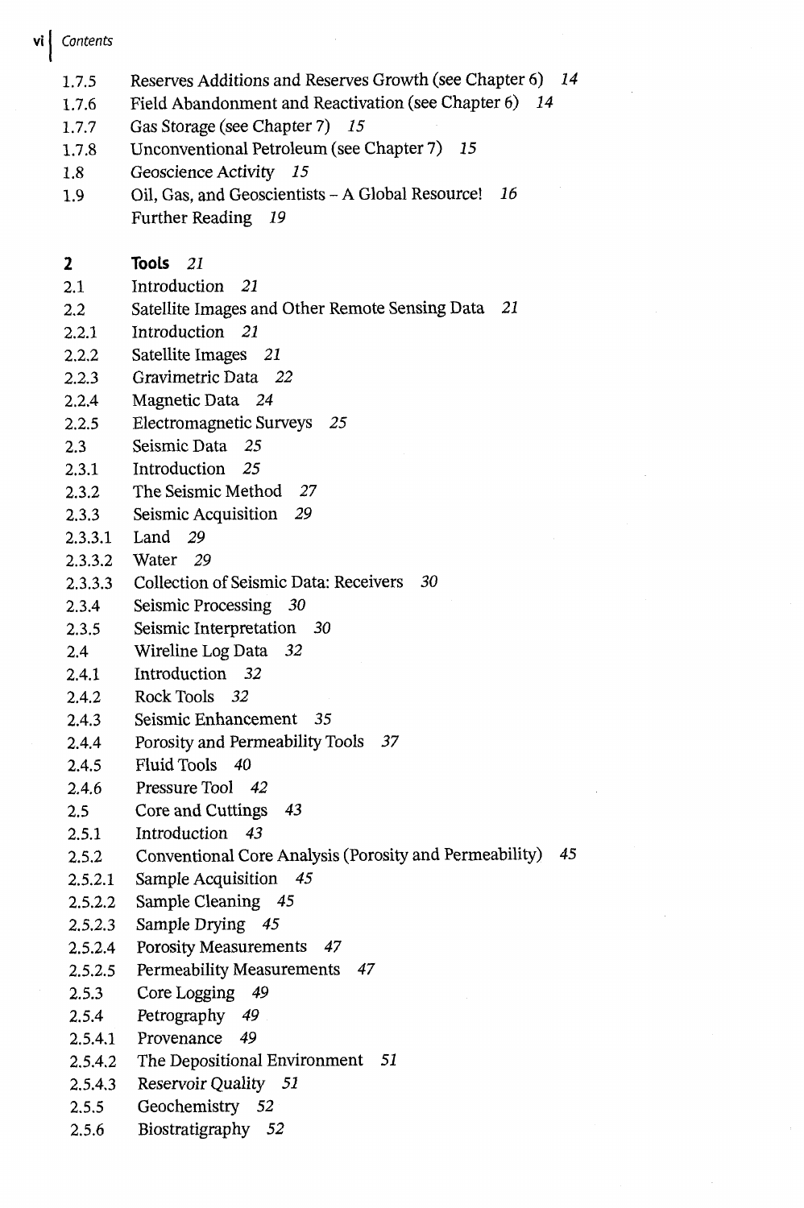1.7.5 Reserves Additions and Reserves Growth (see Chapter 6) *14*
1.7.6 Field Abandonment and Reactivation (see Chapter 6) *14*
1.7.7 Gas Storage (see Chapter 7) *15*
1.7.8 Unconventional Petroleum (see Chapter 7) *15*
1.8 Geoscience Activity *15*
1.9 Oil, Gas, and Geoscientists – A Global Resource! *16*
Further Reading *19*

**2 Tools** *21*
2.1 Introduction *21*
2.2 Satellite Images and Other Remote Sensing Data *21*
2.2.1 Introduction *21*
2.2.2 Satellite Images *21*
2.2.3 Gravimetric Data *22*
2.2.4 Magnetic Data *24*
2.2.5 Electromagnetic Surveys *25*
2.3 Seismic Data *25*
2.3.1 Introduction *25*
2.3.2 The Seismic Method *27*
2.3.3 Seismic Acquisition *29*
2.3.3.1 Land *29*
2.3.3.2 Water *29*
2.3.3.3 Collection of Seismic Data: Receivers *30*
2.3.4 Seismic Processing *30*
2.3.5 Seismic Interpretation *30*
2.4 Wireline Log Data *32*
2.4.1 Introduction *32*
2.4.2 Rock Tools *32*
2.4.3 Seismic Enhancement *35*
2.4.4 Porosity and Permeability Tools *37*
2.4.5 Fluid Tools *40*
2.4.6 Pressure Tool *42*
2.5 Core and Cuttings *43*
2.5.1 Introduction *43*
2.5.2 Conventional Core Analysis (Porosity and Permeability) *45*
2.5.2.1 Sample Acquisition *45*
2.5.2.2 Sample Cleaning *45*
2.5.2.3 Sample Drying *45*
2.5.2.4 Porosity Measurements *47*
2.5.2.5 Permeability Measurements *47*
2.5.3 Core Logging *49*
2.5.4 Petrography *49*
2.5.4.1 Provenance *49*
2.5.4.2 The Depositional Environment *51*
2.5.4.3 Reservoir Quality *51*
2.5.5 Geochemistry *52*
2.5.6 Biostratigraphy *52*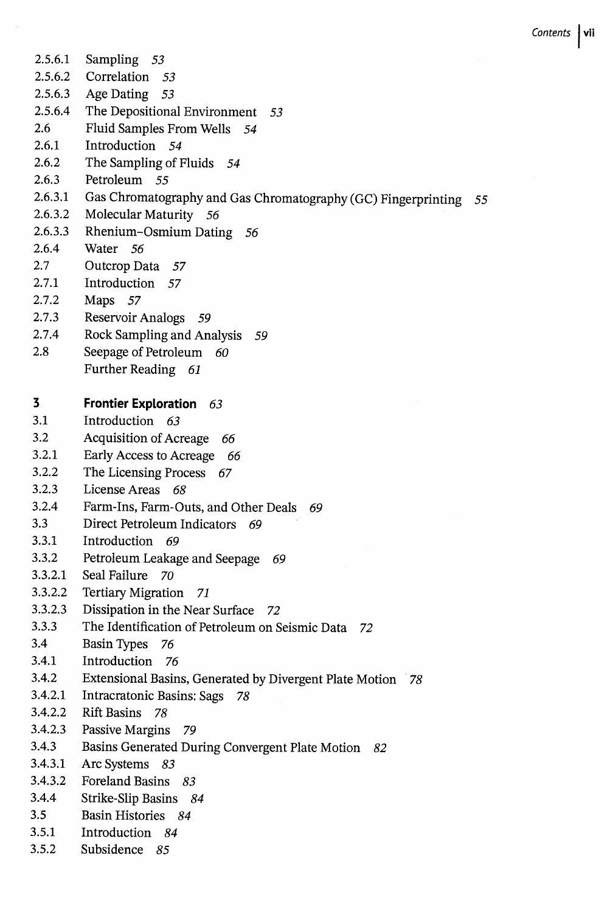2.5.6.1 Sampling *53*
2.5.6.2 Correlation *53*
2.5.6.3 Age Dating *53*
2.5.6.4 The Depositional Environment *53*
2.6 Fluid Samples From Wells *54*
2.6.1 Introduction *54*
2.6.2 The Sampling of Fluids *54*
2.6.3 Petroleum *55*
2.6.3.1 Gas Chromatography and Gas Chromatography (GC) Fingerprinting *55*
2.6.3.2 Molecular Maturity *56*
2.6.3.3 Rhenium–Osmium Dating *56*
2.6.4 Water *56*
2.7 Outcrop Data *57*
2.7.1 Introduction *57*
2.7.2 Maps *57*
2.7.3 Reservoir Analogs *59*
2.7.4 Rock Sampling and Analysis *59*
2.8 Seepage of Petroleum *60*
Further Reading *61*

**3 Frontier Exploration** *63*
3.1 Introduction *63*
3.2 Acquisition of Acreage *66*
3.2.1 Early Access to Acreage *66*
3.2.2 The Licensing Process *67*
3.2.3 License Areas *68*
3.2.4 Farm-Ins, Farm-Outs, and Other Deals *69*
3.3 Direct Petroleum Indicators *69*
3.3.1 Introduction *69*
3.3.2 Petroleum Leakage and Seepage *69*
3.3.2.1 Seal Failure *70*
3.3.2.2 Tertiary Migration *71*
3.3.2.3 Dissipation in the Near Surface *72*
3.3.3 The Identification of Petroleum on Seismic Data *72*
3.4 Basin Types *76*
3.4.1 Introduction *76*
3.4.2 Extensional Basins, Generated by Divergent Plate Motion *78*
3.4.2.1 Intracratonic Basins: Sags *78*
3.4.2.2 Rift Basins *78*
3.4.2.3 Passive Margins *79*
3.4.3 Basins Generated During Convergent Plate Motion *82*
3.4.3.1 Arc Systems *83*
3.4.3.2 Foreland Basins *83*
3.4.4 Strike-Slip Basins *84*
3.5 Basin Histories *84*
3.5.1 Introduction *84*
3.5.2 Subsidence *85*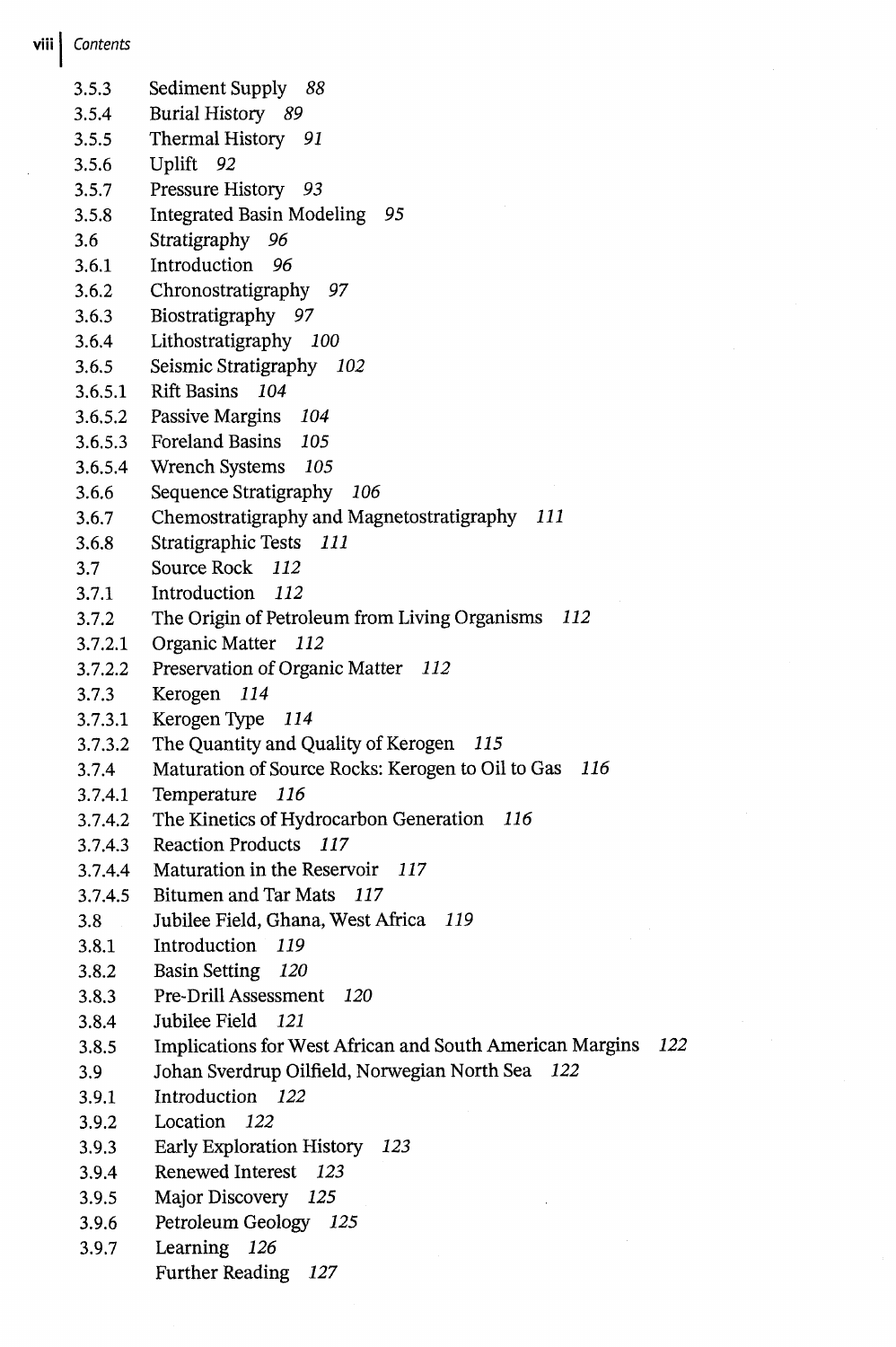3.5.3 Sediment Supply *88*
3.5.4 Burial History *89*
3.5.5 Thermal History *91*
3.5.6 Uplift *92*
3.5.7 Pressure History *93*
3.5.8 Integrated Basin Modeling *95*
3.6 Stratigraphy *96*
3.6.1 Introduction *96*
3.6.2 Chronostratigraphy *97*
3.6.3 Biostratigraphy *97*
3.6.4 Lithostratigraphy *100*
3.6.5 Seismic Stratigraphy *102*
3.6.5.1 Rift Basins *104*
3.6.5.2 Passive Margins *104*
3.6.5.3 Foreland Basins *105*
3.6.5.4 Wrench Systems *105*
3.6.6 Sequence Stratigraphy *106*
3.6.7 Chemostratigraphy and Magnetostratigraphy *111*
3.6.8 Stratigraphic Tests *111*
3.7 Source Rock *112*
3.7.1 Introduction *112*
3.7.2 The Origin of Petroleum from Living Organisms *112*
3.7.2.1 Organic Matter *112*
3.7.2.2 Preservation of Organic Matter *112*
3.7.3 Kerogen *114*
3.7.3.1 Kerogen Type *114*
3.7.3.2 The Quantity and Quality of Kerogen *115*
3.7.4 Maturation of Source Rocks: Kerogen to Oil to Gas *116*
3.7.4.1 Temperature *116*
3.7.4.2 The Kinetics of Hydrocarbon Generation *116*
3.7.4.3 Reaction Products *117*
3.7.4.4 Maturation in the Reservoir *117*
3.7.4.5 Bitumen and Tar Mats *117*
3.8 Jubilee Field, Ghana, West Africa *119*
3.8.1 Introduction *119*
3.8.2 Basin Setting *120*
3.8.3 Pre-Drill Assessment *120*
3.8.4 Jubilee Field *121*
3.8.5 Implications for West African and South American Margins *122*
3.9 Johan Sverdrup Oilfield, Norwegian North Sea *122*
3.9.1 Introduction *122*
3.9.2 Location *122*
3.9.3 Early Exploration History *123*
3.9.4 Renewed Interest *123*
3.9.5 Major Discovery *125*
3.9.6 Petroleum Geology *125*
3.9.7 Learning *126*
Further Reading *127*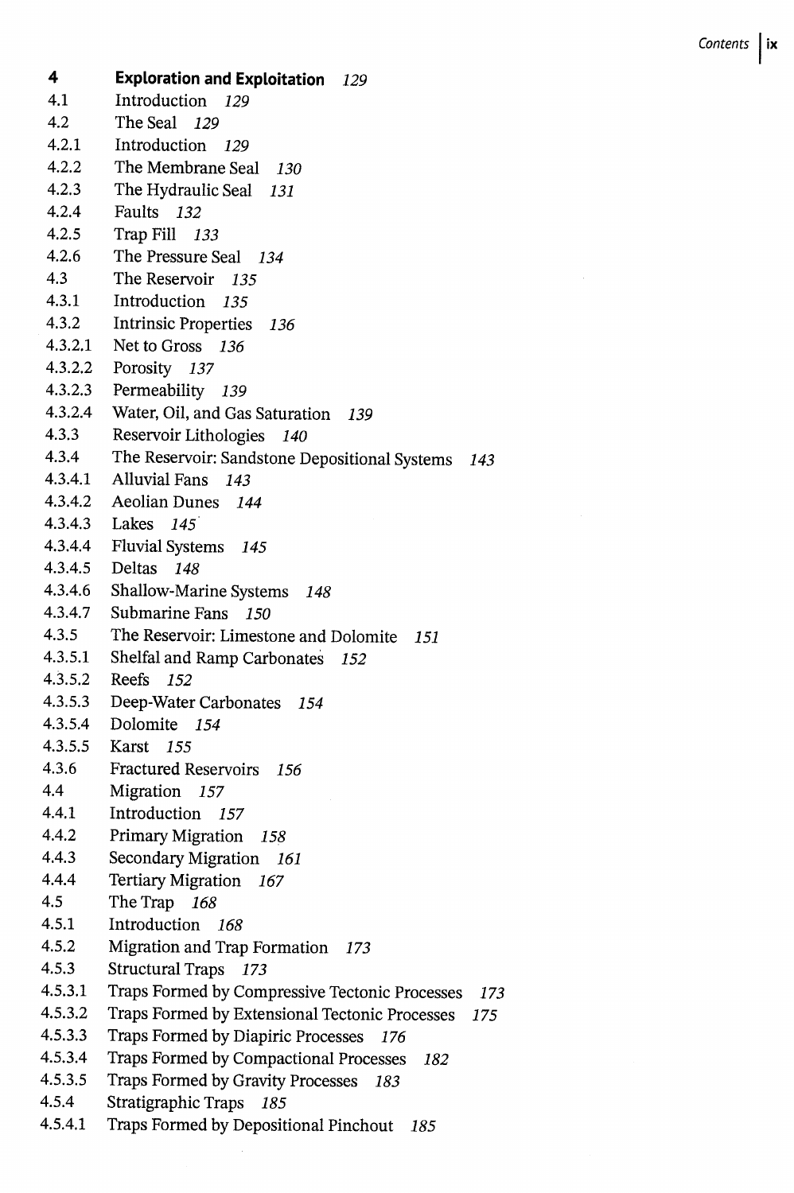| | | |
|---|---|---|
| **4** | **Exploration and Exploitation** | *129* |
| 4.1 | Introduction | *129* |
| 4.2 | The Seal | *129* |
| 4.2.1 | Introduction | *129* |
| 4.2.2 | The Membrane Seal | *130* |
| 4.2.3 | The Hydraulic Seal | *131* |
| 4.2.4 | Faults | *132* |
| 4.2.5 | Trap Fill | *133* |
| 4.2.6 | The Pressure Seal | *134* |
| 4.3 | The Reservoir | *135* |
| 4.3.1 | Introduction | *135* |
| 4.3.2 | Intrinsic Properties | *136* |
| 4.3.2.1 | Net to Gross | *136* |
| 4.3.2.2 | Porosity | *137* |
| 4.3.2.3 | Permeability | *139* |
| 4.3.2.4 | Water, Oil, and Gas Saturation | *139* |
| 4.3.3 | Reservoir Lithologies | *140* |
| 4.3.4 | The Reservoir: Sandstone Depositional Systems | *143* |
| 4.3.4.1 | Alluvial Fans | *143* |
| 4.3.4.2 | Aeolian Dunes | *144* |
| 4.3.4.3 | Lakes | *145* |
| 4.3.4.4 | Fluvial Systems | *145* |
| 4.3.4.5 | Deltas | *148* |
| 4.3.4.6 | Shallow-Marine Systems | *148* |
| 4.3.4.7 | Submarine Fans | *150* |
| 4.3.5 | The Reservoir: Limestone and Dolomite | *151* |
| 4.3.5.1 | Shelfal and Ramp Carbonates | *152* |
| 4.3.5.2 | Reefs | *152* |
| 4.3.5.3 | Deep-Water Carbonates | *154* |
| 4.3.5.4 | Dolomite | *154* |
| 4.3.5.5 | Karst | *155* |
| 4.3.6 | Fractured Reservoirs | *156* |
| 4.4 | Migration | *157* |
| 4.4.1 | Introduction | *157* |
| 4.4.2 | Primary Migration | *158* |
| 4.4.3 | Secondary Migration | *161* |
| 4.4.4 | Tertiary Migration | *167* |
| 4.5 | The Trap | *168* |
| 4.5.1 | Introduction | *168* |
| 4.5.2 | Migration and Trap Formation | *173* |
| 4.5.3 | Structural Traps | *173* |
| 4.5.3.1 | Traps Formed by Compressive Tectonic Processes | *173* |
| 4.5.3.2 | Traps Formed by Extensional Tectonic Processes | *175* |
| 4.5.3.3 | Traps Formed by Diapiric Processes | *176* |
| 4.5.3.4 | Traps Formed by Compactional Processes | *182* |
| 4.5.3.5 | Traps Formed by Gravity Processes | *183* |
| 4.5.4 | Stratigraphic Traps | *185* |
| 4.5.4.1 | Traps Formed by Depositional Pinchout | *185* |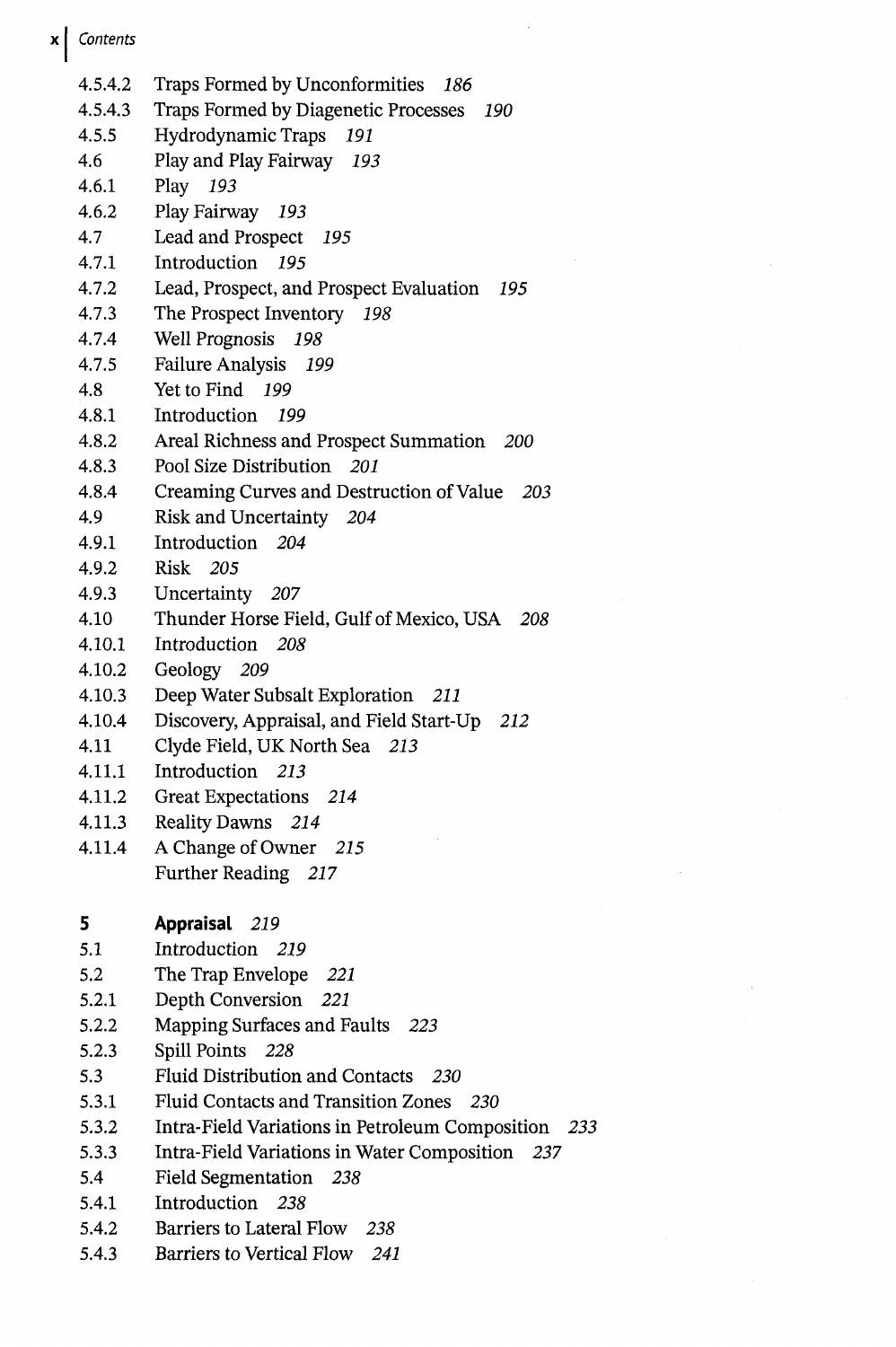4.5.4.2 Traps Formed by Unconformities *186*
4.5.4.3 Traps Formed by Diagenetic Processes *190*
4.5.5 Hydrodynamic Traps *191*
4.6 Play and Play Fairway *193*
4.6.1 Play *193*
4.6.2 Play Fairway *193*
4.7 Lead and Prospect *195*
4.7.1 Introduction *195*
4.7.2 Lead, Prospect, and Prospect Evaluation *195*
4.7.3 The Prospect Inventory *198*
4.7.4 Well Prognosis *198*
4.7.5 Failure Analysis *199*
4.8 Yet to Find *199*
4.8.1 Introduction *199*
4.8.2 Areal Richness and Prospect Summation *200*
4.8.3 Pool Size Distribution *201*
4.8.4 Creaming Curves and Destruction of Value *203*
4.9 Risk and Uncertainty *204*
4.9.1 Introduction *204*
4.9.2 Risk *205*
4.9.3 Uncertainty *207*
4.10 Thunder Horse Field, Gulf of Mexico, USA *208*
4.10.1 Introduction *208*
4.10.2 Geology *209*
4.10.3 Deep Water Subsalt Exploration *211*
4.10.4 Discovery, Appraisal, and Field Start-Up *212*
4.11 Clyde Field, UK North Sea *213*
4.11.1 Introduction *213*
4.11.2 Great Expectations *214*
4.11.3 Reality Dawns *214*
4.11.4 A Change of Owner *215*
Further Reading *217*

**5 Appraisal** *219*
5.1 Introduction *219*
5.2 The Trap Envelope *221*
5.2.1 Depth Conversion *221*
5.2.2 Mapping Surfaces and Faults *223*
5.2.3 Spill Points *228*
5.3 Fluid Distribution and Contacts *230*
5.3.1 Fluid Contacts and Transition Zones *230*
5.3.2 Intra-Field Variations in Petroleum Composition *233*
5.3.3 Intra-Field Variations in Water Composition *237*
5.4 Field Segmentation *238*
5.4.1 Introduction *238*
5.4.2 Barriers to Lateral Flow *238*
5.4.3 Barriers to Vertical Flow *241*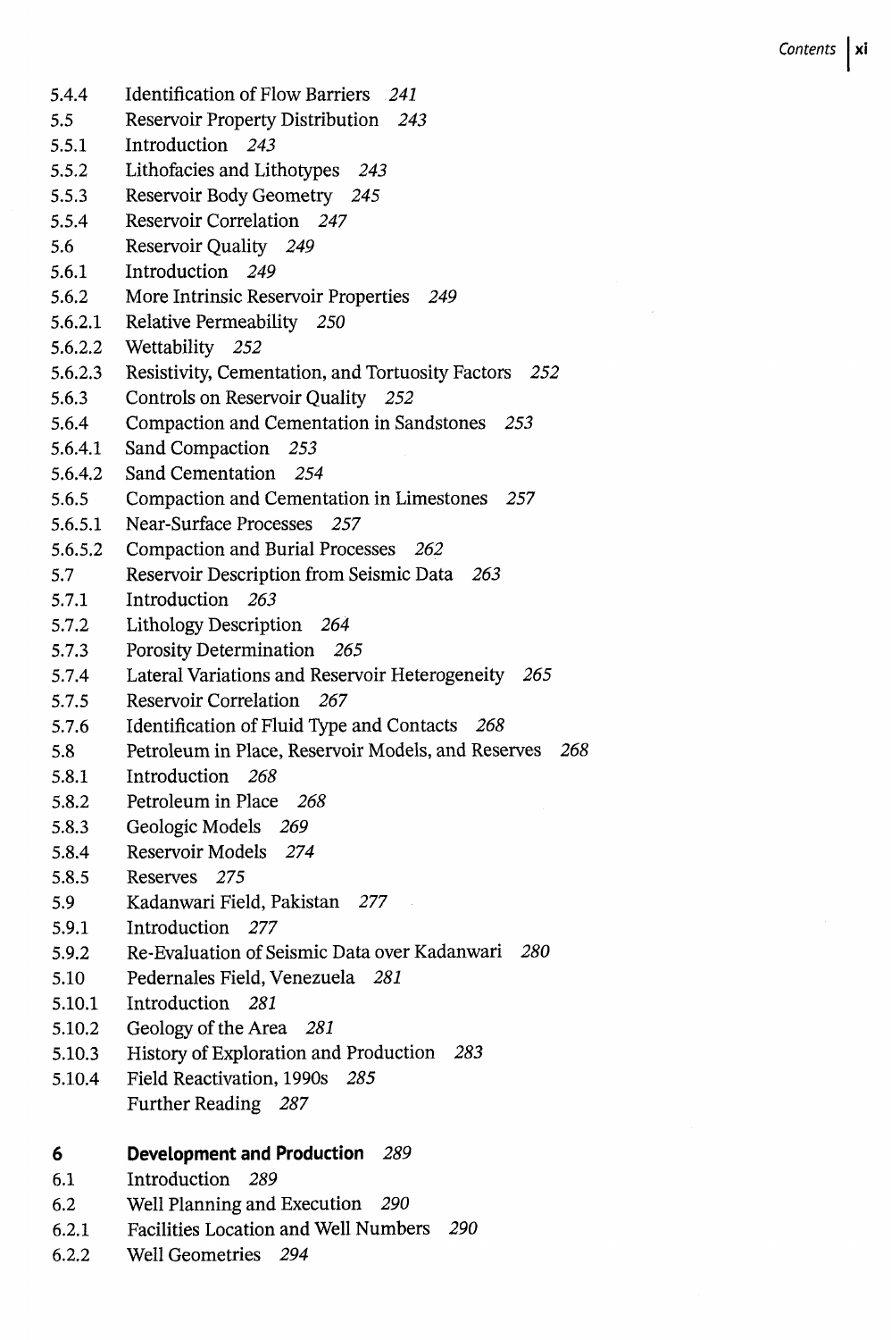5.4.4 Identification of Flow Barriers *241*
5.5 Reservoir Property Distribution *243*
5.5.1 Introduction *243*
5.5.2 Lithofacies and Lithotypes *243*
5.5.3 Reservoir Body Geometry *245*
5.5.4 Reservoir Correlation *247*
5.6 Reservoir Quality *249*
5.6.1 Introduction *249*
5.6.2 More Intrinsic Reservoir Properties *249*
5.6.2.1 Relative Permeability *250*
5.6.2.2 Wettability *252*
5.6.2.3 Resistivity, Cementation, and Tortuosity Factors *252*
5.6.3 Controls on Reservoir Quality *252*
5.6.4 Compaction and Cementation in Sandstones *253*
5.6.4.1 Sand Compaction *253*
5.6.4.2 Sand Cementation *254*
5.6.5 Compaction and Cementation in Limestones *257*
5.6.5.1 Near-Surface Processes *257*
5.6.5.2 Compaction and Burial Processes *262*
5.7 Reservoir Description from Seismic Data *263*
5.7.1 Introduction *263*
5.7.2 Lithology Description *264*
5.7.3 Porosity Determination *265*
5.7.4 Lateral Variations and Reservoir Heterogeneity *265*
5.7.5 Reservoir Correlation *267*
5.7.6 Identification of Fluid Type and Contacts *268*
5.8 Petroleum in Place, Reservoir Models, and Reserves *268*
5.8.1 Introduction *268*
5.8.2 Petroleum in Place *268*
5.8.3 Geologic Models *269*
5.8.4 Reservoir Models *274*
5.8.5 Reserves *275*
5.9 Kadanwari Field, Pakistan *277*
5.9.1 Introduction *277*
5.9.2 Re-Evaluation of Seismic Data over Kadanwari *280*
5.10 Pedernales Field, Venezuela *281*
5.10.1 Introduction *281*
5.10.2 Geology of the Area *281*
5.10.3 History of Exploration and Production *283*
5.10.4 Field Reactivation, 1990s *285*
Further Reading *287*

**6 Development and Production** *289*
6.1 Introduction *289*
6.2 Well Planning and Execution *290*
6.2.1 Facilities Location and Well Numbers *290*
6.2.2 Well Geometries *294*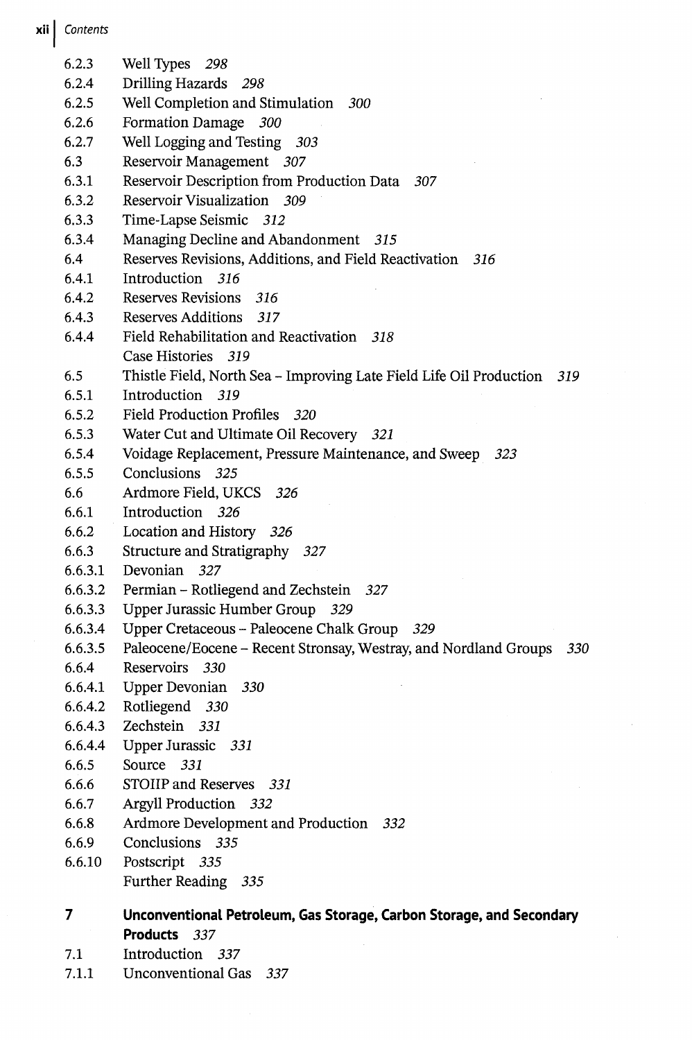6.2.3 Well Types *298*
6.2.4 Drilling Hazards *298*
6.2.5 Well Completion and Stimulation *300*
6.2.6 Formation Damage *300*
6.2.7 Well Logging and Testing *303*
6.3 Reservoir Management *307*
6.3.1 Reservoir Description from Production Data *307*
6.3.2 Reservoir Visualization *309*
6.3.3 Time-Lapse Seismic *312*
6.3.4 Managing Decline and Abandonment *315*
6.4 Reserves Revisions, Additions, and Field Reactivation *316*
6.4.1 Introduction *316*
6.4.2 Reserves Revisions *316*
6.4.3 Reserves Additions *317*
6.4.4 Field Rehabilitation and Reactivation *318*
Case Histories *319*
6.5 Thistle Field, North Sea – Improving Late Field Life Oil Production *319*
6.5.1 Introduction *319*
6.5.2 Field Production Profiles *320*
6.5.3 Water Cut and Ultimate Oil Recovery *321*
6.5.4 Voidage Replacement, Pressure Maintenance, and Sweep *323*
6.5.5 Conclusions *325*
6.6 Ardmore Field, UKCS *326*
6.6.1 Introduction *326*
6.6.2 Location and History *326*
6.6.3 Structure and Stratigraphy *327*
6.6.3.1 Devonian *327*
6.6.3.2 Permian – Rotliegend and Zechstein *327*
6.6.3.3 Upper Jurassic Humber Group *329*
6.6.3.4 Upper Cretaceous – Paleocene Chalk Group *329*
6.6.3.5 Paleocene/Eocene – Recent Stronsay, Westray, and Nordland Groups *330*
6.6.4 Reservoirs *330*
6.6.4.1 Upper Devonian *330*
6.6.4.2 Rotliegend *330*
6.6.4.3 Zechstein *331*
6.6.4.4 Upper Jurassic *331*
6.6.5 Source *331*
6.6.6 STOIIP and Reserves *331*
6.6.7 Argyll Production *332*
6.6.8 Ardmore Development and Production *332*
6.6.9 Conclusions *335*
6.6.10 Postscript *335*
Further Reading *335*

**7 Unconventional Petroleum, Gas Storage, Carbon Storage, and Secondary Products** *337*
7.1 Introduction *337*
7.1.1 Unconventional Gas *337*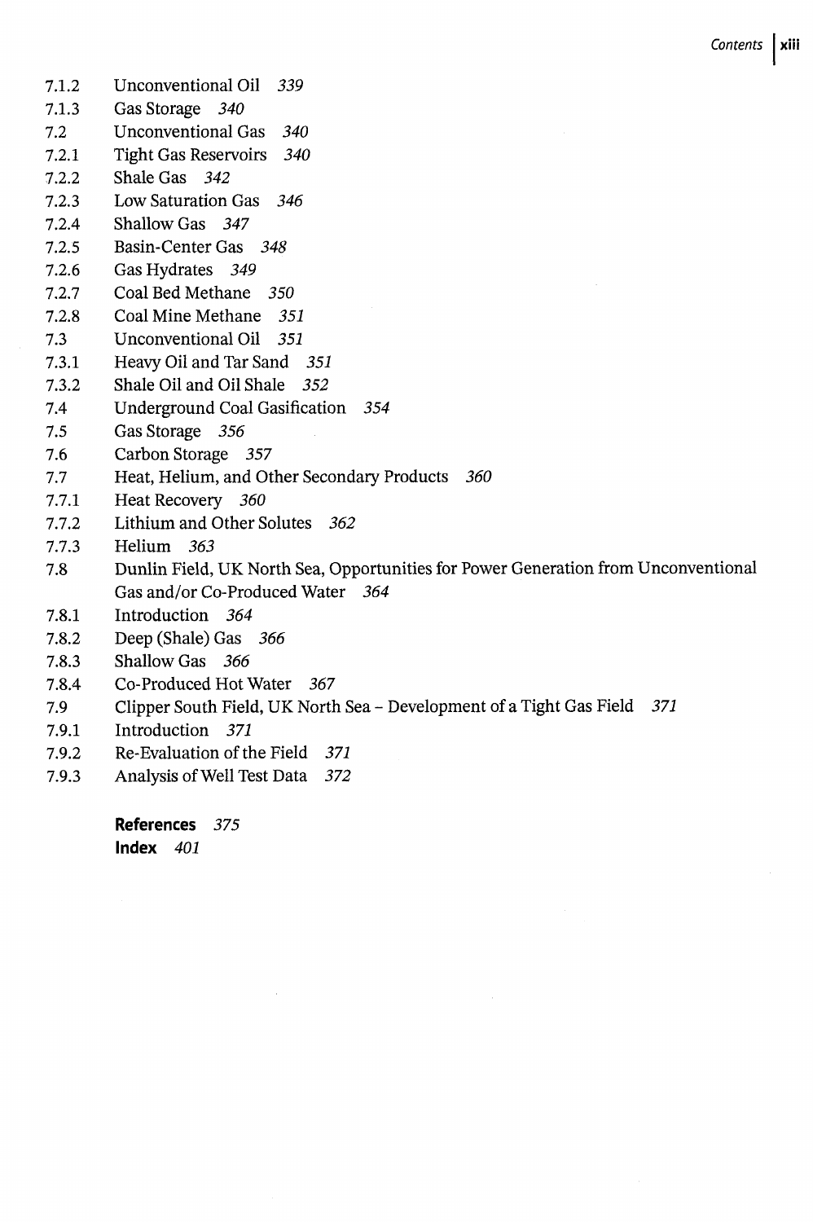7.1.2 Unconventional Oil *339*
7.1.3 Gas Storage *340*
7.2 Unconventional Gas *340*
7.2.1 Tight Gas Reservoirs *340*
7.2.2 Shale Gas *342*
7.2.3 Low Saturation Gas *346*
7.2.4 Shallow Gas *347*
7.2.5 Basin-Center Gas *348*
7.2.6 Gas Hydrates *349*
7.2.7 Coal Bed Methane *350*
7.2.8 Coal Mine Methane *351*
7.3 Unconventional Oil *351*
7.3.1 Heavy Oil and Tar Sand *351*
7.3.2 Shale Oil and Oil Shale *352*
7.4 Underground Coal Gasification *354*
7.5 Gas Storage *356*
7.6 Carbon Storage *357*
7.7 Heat, Helium, and Other Secondary Products *360*
7.7.1 Heat Recovery *360*
7.7.2 Lithium and Other Solutes *362*
7.7.3 Helium *363*
7.8 Dunlin Field, UK North Sea, Opportunities for Power Generation from Unconventional Gas and/or Co-Produced Water *364*
7.8.1 Introduction *364*
7.8.2 Deep (Shale) Gas *366*
7.8.3 Shallow Gas *366*
7.8.4 Co-Produced Hot Water *367*
7.9 Clipper South Field, UK North Sea – Development of a Tight Gas Field *371*
7.9.1 Introduction *371*
7.9.2 Re-Evaluation of the Field *371*
7.9.3 Analysis of Well Test Data *372*

**References** *375*
**Index** *401*